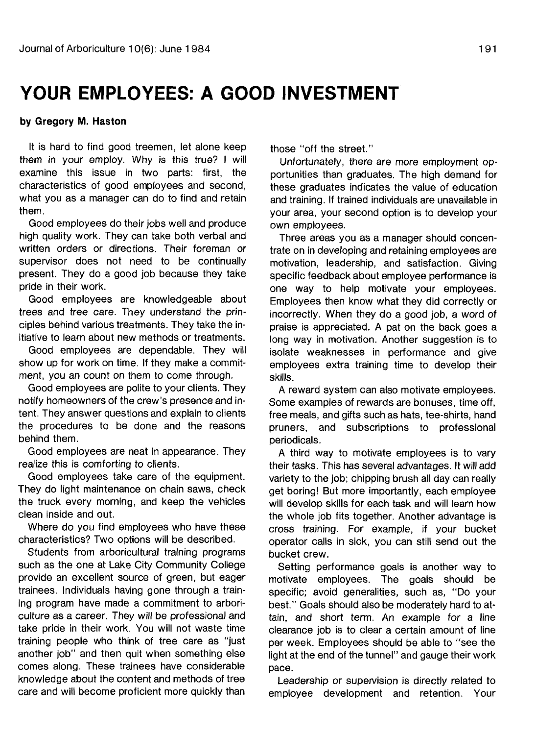# YOUR EMPLOYEES: A GOOD INVESTMENT

**by Gregory M. Haston**

It is hard to find good treemen, let alone keep them in your employ. Why is this true? I will examine this issue in two parts: first, the characteristics of good employees and second, what you as a manager can do to find and retain them.

Good employees do their jobs well and produce high quality work. They can take both verbal and written orders or directions. Their foreman or supervisor does not need to be continually present. They do a good job because they take pride in their work.

Good employees are knowledgeable about trees and tree care. They understand the principles behind various treatments. They take the initiative to learn about new methods or treatments.

Good employees are dependable. They will show up for work on time. If they make a commitment, you an count on them to come through.

Good employees are polite to your clients. They notify homeowners of the crew's presence and intent. They answer questions and explain to clients the procedures to be done and the reasons behind them.

Good employees are neat in appearance. They realize this is comforting to clients.

Good employees take care of the equipment. They do light maintenance on chain saws, check the truck every morning, and keep the vehicles clean inside and out.

Where do you find employees who have these characteristics? Two options will be described.

Students from arboricultural training programs such as the one at Lake City Community College provide an excellent source of green, but eager trainees. Individuals having gone through a training program have made a commitment to arboriculture as a career. They will be professional and take pride in their work. You will not waste time training people who think of tree care as "just another job" and then quit when something else comes along. These trainees have considerable knowledge about the content and methods of tree care and will become proficient more quickly than those "off the street."

Unfortunately, there are more employment opportunities than graduates. The high demand for these graduates indicates the value of education and training. If trained individuals are unavailable in your area, your second option is to develop your own employees.

Three areas you as a manager should concentrate on in developing and retaining employees are motivation, leadership, and satisfaction. Giving specific feedback about employee performance is one way to help motivate your employees. Employees then know what they did correctly or incorrectly. When they do a good job, a word of praise is appreciated. A pat on the back goes a long way in motivation. Another suggestion is to isolate weaknesses in performance and give employees extra training time to develop their skills.

A reward system can also motivate employees. Some examples of rewards are bonuses, time off, free meals, and gifts such as hats, tee-shirts, hand pruners, and subscriptions to professional periodicals.

A third way to motivate employees is to vary their tasks. This has several advantages. It will add variety to the job; chipping brush all day can really get boring! But more importantly, each employee will develop skills for each task and will learn how the whole job fits together. Another advantage is cross training. For example, if your bucket operator calls in sick, you can still send out the bucket crew.

Setting performance goals is another way to motivate employees. The goals should be specific; avoid generalities, such as, "Do your best." Goals should also be moderately hard to attain, and short term. An example for a line clearance job is to clear a certain amount of line per week. Employees should be able to "see the light at the end of the tunnel" and gauge their work pace.

Leadership or supervision is directly related to employee development and retention. Your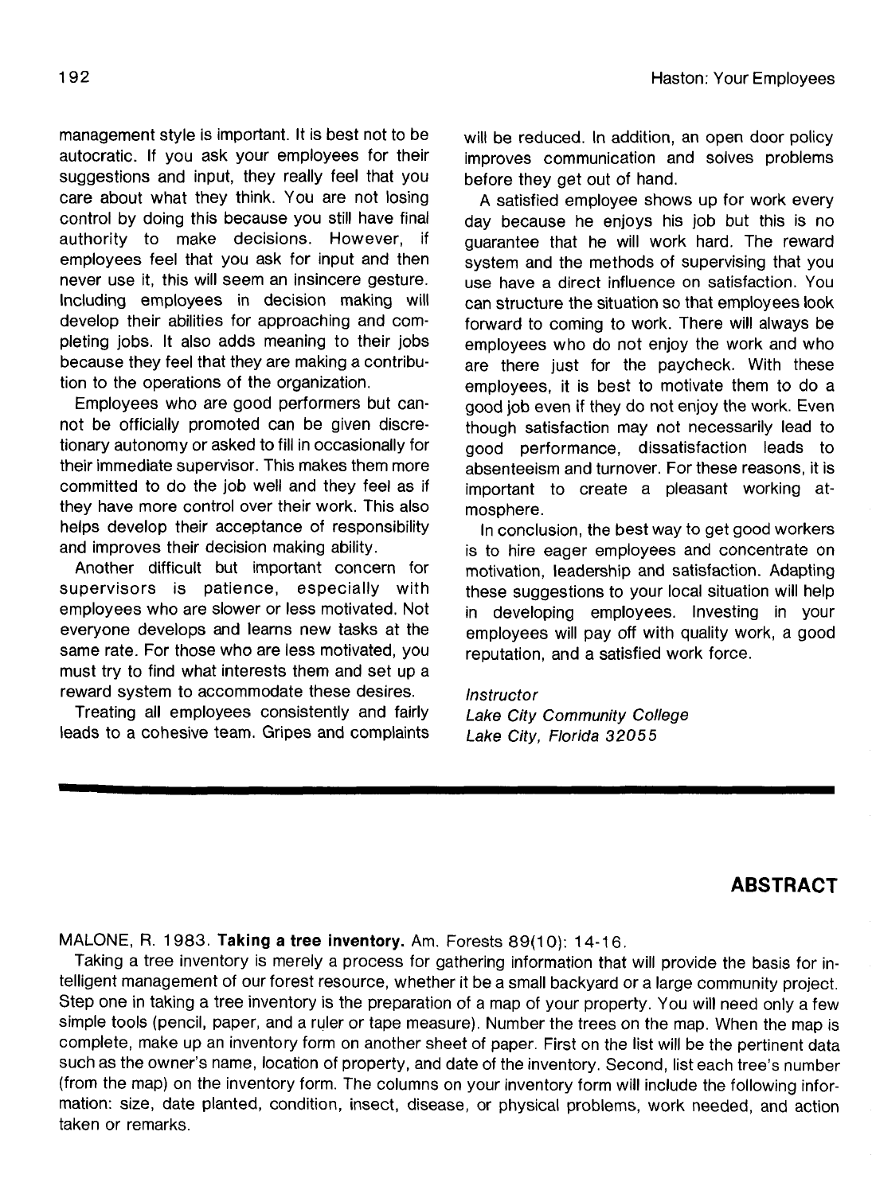management style is important. It is best not to be autocratic. If you ask your employees for their suggestions and input, they really feel that you care about what they think. You are not losing control by doing this because you still have final authority to make decisions. However, if employees feel that you ask for input and then never use it, this will seem an insincere gesture. Including employees in decision making will develop their abilities for approaching and completing jobs. It also adds meaning to their jobs because they feel that they are making a contribution to the operations of the organization.

Employees who are good performers but cannot be officially promoted can be given discretionary autonomy or asked to fill in occasionally for their immediate supervisor. This makes them more committed to do the job well and they feel as if they have more control over their work. This also helps develop their acceptance of responsibility and improves their decision making ability.

Another difficult but important concern for supervisors is patience, especially with employees who are slower or less motivated. Not everyone develops and learns new tasks at the same rate. For those who are less motivated, you must try to find what interests them and set up a reward system to accommodate these desires.

Treating all employees consistently and fairly leads to a cohesive team. Gripes and complaints will be reduced. In addition, an open door policy improves communication and solves problems before they get out of hand.

A satisfied employee shows up for work every day because he enjoys his job but this is no guarantee that he will work hard. The reward system and the methods of supervising that you use have a direct influence on satisfaction. You can structure the situation so that employees look forward to coming to work. There will always be employees who do not enjoy the work and who are there just for the paycheck. With these employees, it is best to motivate them to do a good job even if they do not enjoy the work. Even though satisfaction may not necessarily lead to good performance, dissatisfaction leads to absenteeism and turnover. For these reasons, it is important to create a pleasant working atmosphere.

In conclusion, the best way to get good workers is to hire eager employees and concentrate on motivation, leadership and satisfaction. Adapting these suggestions to your local situation will help in developing employees. Investing in your employees will pay off with quality work, a good reputation, and a satisfied work force.

*Instructor*
*Lake City Community College*
*Lake City, Florida 32055*

---

## ABSTRACT

MALONE, R. 1983. **Taking a tree inventory.** Am. Forests 89(10): 14-16.

Taking a tree inventory is merely a process for gathering information that will provide the basis for intelligent management of our forest resource, whether it be a small backyard or a large community project. Step one in taking a tree inventory is the preparation of a map of your property. You will need only a few simple tools (pencil, paper, and a ruler or tape measure). Number the trees on the map. When the map is complete, make up an inventory form on another sheet of paper. First on the list will be the pertinent data such as the owner's name, location of property, and date of the inventory. Second, list each tree's number (from the map) on the inventory form. The columns on your inventory form will include the following information: size, date planted, condition, insect, disease, or physical problems, work needed, and action taken or remarks.